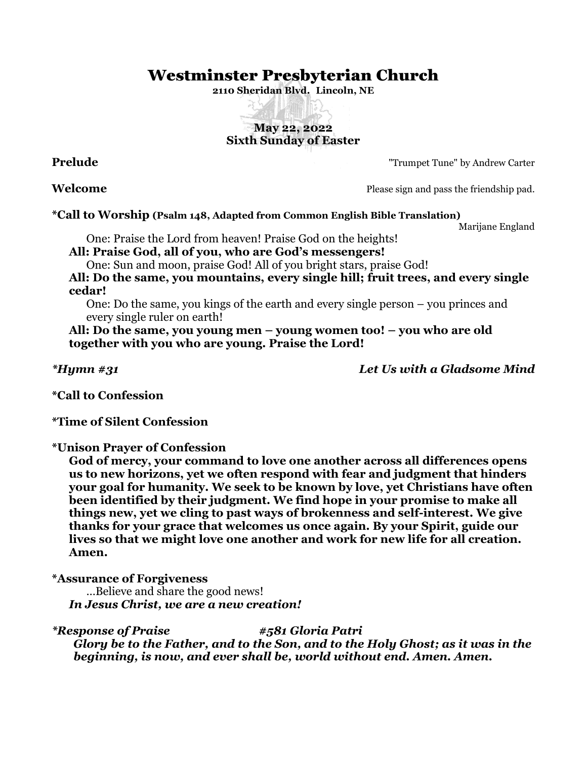# Westminster Presbyterian Church

**2110 Sheridan Blvd. Lincoln, NE**

**May 22, 2022**
**Sixth Sunday of Easter**

**Prelude** "Trumpet Tune" by Andrew Carter

**Welcome** Please sign and pass the friendship pad.

**\*Call to Worship (Psalm 148, Adapted from Common English Bible Translation)**
Marijane England

One: Praise the Lord from heaven! Praise God on the heights!
**All: Praise God, all of you, who are God's messengers!**
One: Sun and moon, praise God! All of you bright stars, praise God!
**All: Do the same, you mountains, every single hill; fruit trees, and every single cedar!**
One: Do the same, you kings of the earth and every single person – you princes and every single ruler on earth!
**All: Do the same, you young men – young women too! – you who are old together with you who are young. Praise the Lord!**

***\*Hymn #31*** ***Let Us with a Gladsome Mind***

**\*Call to Confession**

**\*Time of Silent Confession**

**\*Unison Prayer of Confession**

**God of mercy, your command to love one another across all differences opens us to new horizons, yet we often respond with fear and judgment that hinders your goal for humanity. We seek to be known by love, yet Christians have often been identified by their judgment. We find hope in your promise to make all things new, yet we cling to past ways of brokenness and self-interest. We give thanks for your grace that welcomes us once again. By your Spirit, guide our lives so that we might love one another and work for new life for all creation. Amen.**

**\*Assurance of Forgiveness**

…Believe and share the good news!
***In Jesus Christ, we are a new creation!***

***\*Response of Praise*** ***#581 Gloria Patri***

***Glory be to the Father, and to the Son, and to the Holy Ghost; as it was in the beginning, is now, and ever shall be, world without end. Amen. Amen.***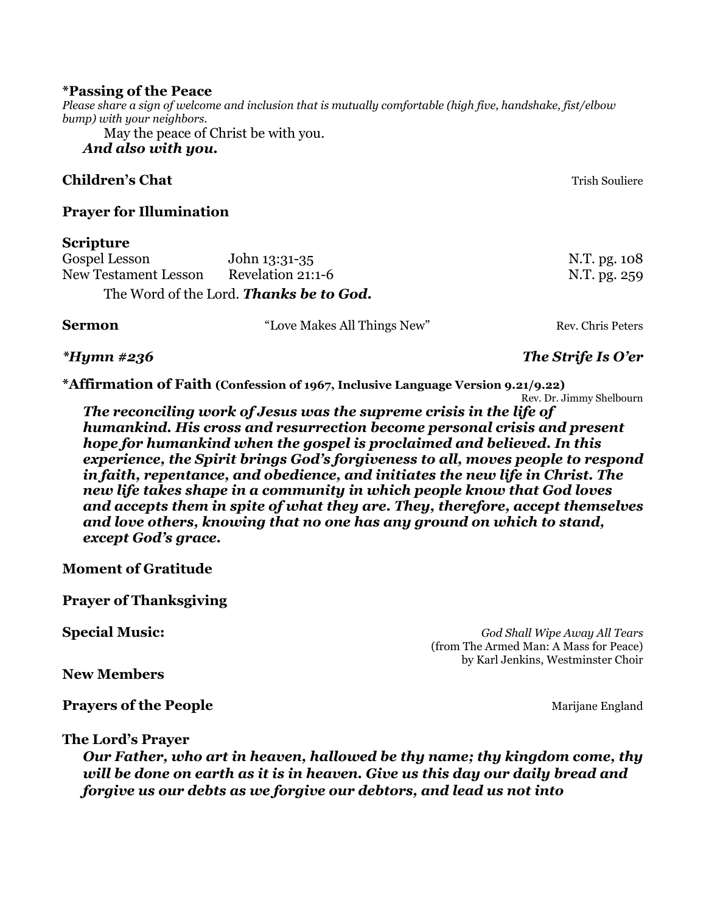**\*Passing of the Peace**

*Please share a sign of welcome and inclusion that is mutually comfortable (high five, handshake, fist/elbow bump) with your neighbors.*

May the peace of Christ be with you.
***And also with you.***

**Children's Chat** — Trish Souliere

**Prayer for Illumination**

**Scripture**

| | | |
|---|---|---|
| Gospel Lesson | John 13:31-35 | N.T. pg. 108 |
| New Testament Lesson | Revelation 21:1-6 | N.T. pg. 259 |

The Word of the Lord. ***Thanks be to God.***

**Sermon** — "Love Makes All Things New" — Rev. Chris Peters

***\*Hymn #236*** — ***The Strife Is O'er***

**\*Affirmation of Faith (Confession of 1967, Inclusive Language Version 9.21/9.22)**
Rev. Dr. Jimmy Shelbourn

***The reconciling work of Jesus was the supreme crisis in the life of humankind. His cross and resurrection become personal crisis and present hope for humankind when the gospel is proclaimed and believed. In this experience, the Spirit brings God's forgiveness to all, moves people to respond in faith, repentance, and obedience, and initiates the new life in Christ. The new life takes shape in a community in which people know that God loves and accepts them in spite of what they are. They, therefore, accept themselves and love others, knowing that no one has any ground on which to stand, except God's grace.***

**Moment of Gratitude**

**Prayer of Thanksgiving**

**Special Music:** — *God Shall Wipe Away All Tears*
(from The Armed Man: A Mass for Peace)
by Karl Jenkins, Westminster Choir

**New Members**

**Prayers of the People** — Marijane England

**The Lord's Prayer**

***Our Father, who art in heaven, hallowed be thy name; thy kingdom come, thy will be done on earth as it is in heaven. Give us this day our daily bread and forgive us our debts as we forgive our debtors, and lead us not into***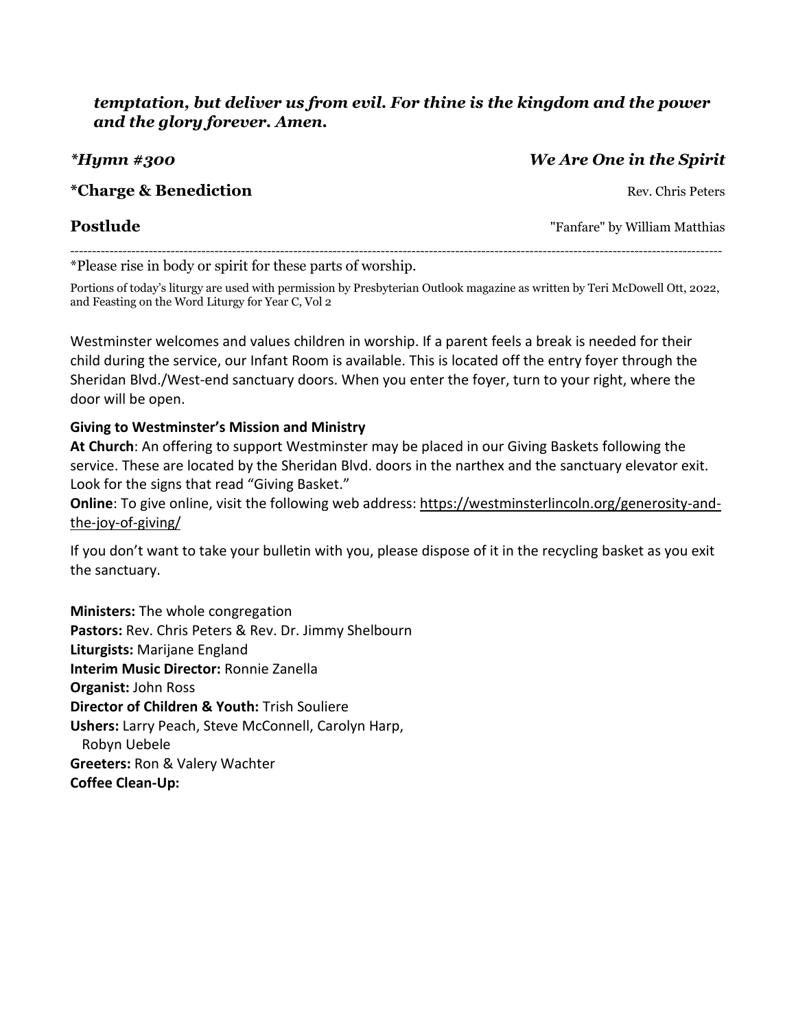***temptation, but deliver us from evil. For thine is the kingdom and the power and the glory forever. Amen.***

***Hymn #300** — ***We Are One in the Spirit***

**\*Charge & Benediction** — Rev. Chris Peters

**Postlude** — "Fanfare" by William Matthias

---

*Please rise in body or spirit for these parts of worship.

Portions of today's liturgy are used with permission by Presbyterian Outlook magazine as written by Teri McDowell Ott, 2022, and Feasting on the Word Liturgy for Year C, Vol 2

Westminster welcomes and values children in worship. If a parent feels a break is needed for their child during the service, our Infant Room is available. This is located off the entry foyer through the Sheridan Blvd./West-end sanctuary doors. When you enter the foyer, turn to your right, where the door will be open.

**Giving to Westminster's Mission and Ministry**

**At Church**: An offering to support Westminster may be placed in our Giving Baskets following the service. These are located by the Sheridan Blvd. doors in the narthex and the sanctuary elevator exit. Look for the signs that read "Giving Basket."

**Online**: To give online, visit the following web address: https://westminsterlincoln.org/generosity-and-the-joy-of-giving/

If you don't want to take your bulletin with you, please dispose of it in the recycling basket as you exit the sanctuary.

**Ministers:** The whole congregation
**Pastors:** Rev. Chris Peters & Rev. Dr. Jimmy Shelbourn
**Liturgists:** Marijane England
**Interim Music Director:** Ronnie Zanella
**Organist:** John Ross
**Director of Children & Youth:** Trish Souliere
**Ushers:** Larry Peach, Steve McConnell, Carolyn Harp, Robyn Uebele
**Greeters:** Ron & Valery Wachter
**Coffee Clean-Up:**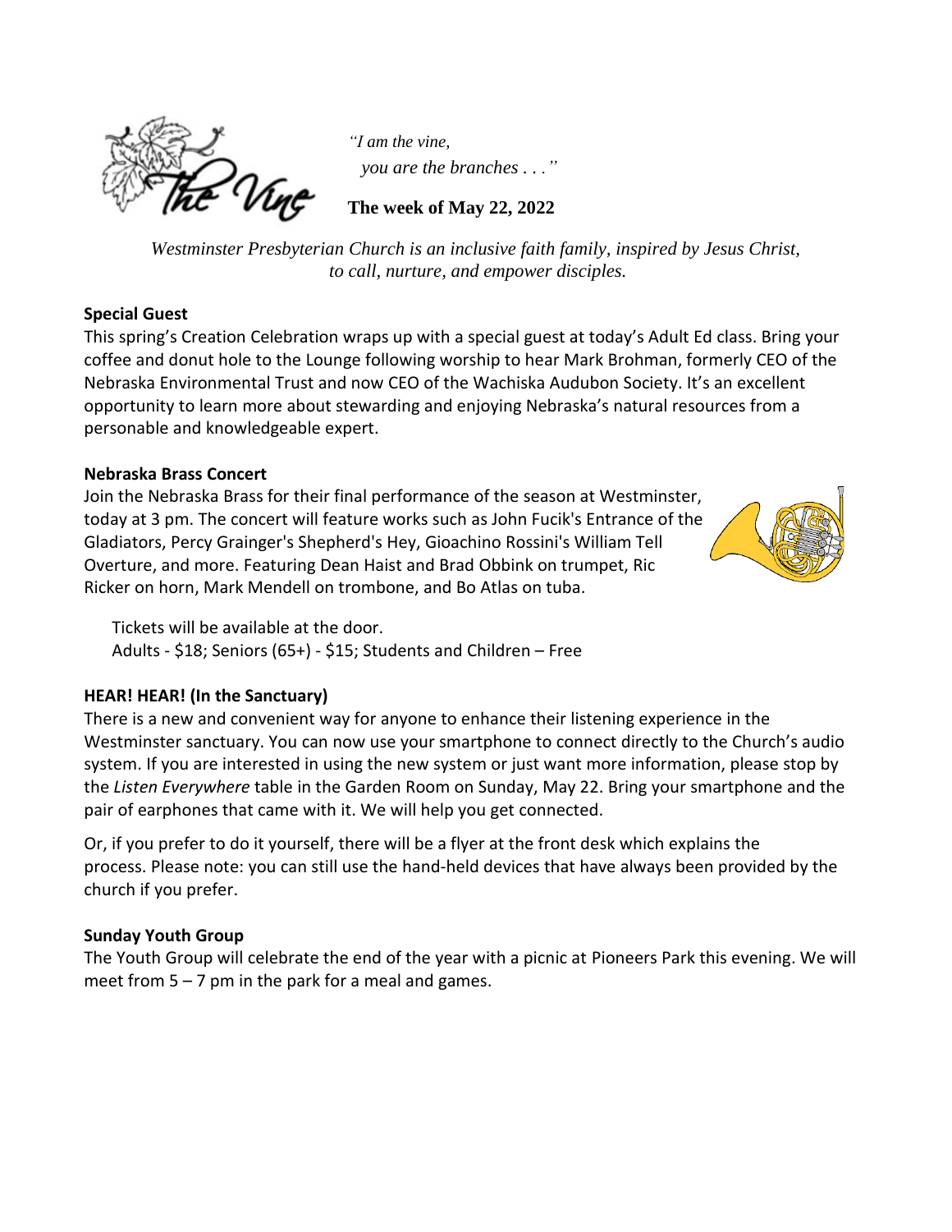*"I am the vine,*
*you are the branches . . ."*

**The week of May 22, 2022**

*Westminster Presbyterian Church is an inclusive faith family, inspired by Jesus Christ, to call, nurture, and empower disciples.*

**Special Guest**

This spring's Creation Celebration wraps up with a special guest at today's Adult Ed class. Bring your coffee and donut hole to the Lounge following worship to hear Mark Brohman, formerly CEO of the Nebraska Environmental Trust and now CEO of the Wachiska Audubon Society. It's an excellent opportunity to learn more about stewarding and enjoying Nebraska's natural resources from a personable and knowledgeable expert.

**Nebraska Brass Concert**

Join the Nebraska Brass for their final performance of the season at Westminster, today at 3 pm. The concert will feature works such as John Fucik's Entrance of the Gladiators, Percy Grainger's Shepherd's Hey, Gioachino Rossini's William Tell Overture, and more. Featuring Dean Haist and Brad Obbink on trumpet, Ric Ricker on horn, Mark Mendell on trombone, and Bo Atlas on tuba.

Tickets will be available at the door.
Adults - $18; Seniors (65+) - $15; Students and Children – Free

**HEAR! HEAR! (In the Sanctuary)**

There is a new and convenient way for anyone to enhance their listening experience in the Westminster sanctuary. You can now use your smartphone to connect directly to the Church's audio system. If you are interested in using the new system or just want more information, please stop by the *Listen Everywhere* table in the Garden Room on Sunday, May 22. Bring your smartphone and the pair of earphones that came with it. We will help you get connected.

Or, if you prefer to do it yourself, there will be a flyer at the front desk which explains the process. Please note: you can still use the hand-held devices that have always been provided by the church if you prefer.

**Sunday Youth Group**

The Youth Group will celebrate the end of the year with a picnic at Pioneers Park this evening. We will meet from 5 – 7 pm in the park for a meal and games.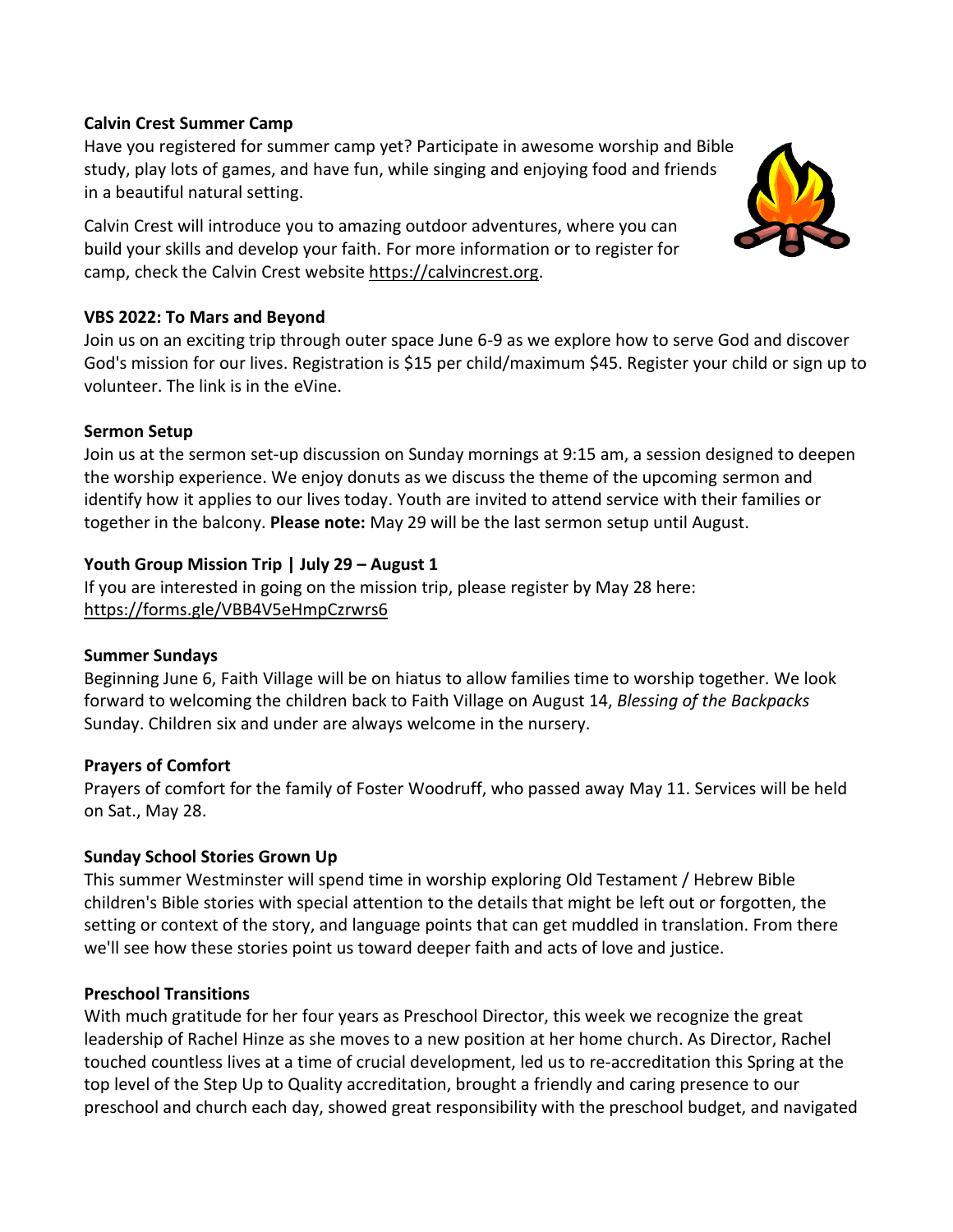**Calvin Crest Summer Camp**

Have you registered for summer camp yet? Participate in awesome worship and Bible study, play lots of games, and have fun, while singing and enjoying food and friends in a beautiful natural setting.

Calvin Crest will introduce you to amazing outdoor adventures, where you can build your skills and develop your faith. For more information or to register for camp, check the Calvin Crest website https://calvincrest.org.

**VBS 2022: To Mars and Beyond**

Join us on an exciting trip through outer space June 6-9 as we explore how to serve God and discover God's mission for our lives. Registration is $15 per child/maximum $45. Register your child or sign up to volunteer. The link is in the eVine.

**Sermon Setup**

Join us at the sermon set-up discussion on Sunday mornings at 9:15 am, a session designed to deepen the worship experience. We enjoy donuts as we discuss the theme of the upcoming sermon and identify how it applies to our lives today. Youth are invited to attend service with their families or together in the balcony. **Please note:** May 29 will be the last sermon setup until August.

**Youth Group Mission Trip | July 29 – August 1**

If you are interested in going on the mission trip, please register by May 28 here: https://forms.gle/VBB4V5eHmpCzrwrs6

**Summer Sundays**

Beginning June 6, Faith Village will be on hiatus to allow families time to worship together. We look forward to welcoming the children back to Faith Village on August 14, *Blessing of the Backpacks* Sunday. Children six and under are always welcome in the nursery.

**Prayers of Comfort**

Prayers of comfort for the family of Foster Woodruff, who passed away May 11. Services will be held on Sat., May 28.

**Sunday School Stories Grown Up**

This summer Westminster will spend time in worship exploring Old Testament / Hebrew Bible children's Bible stories with special attention to the details that might be left out or forgotten, the setting or context of the story, and language points that can get muddled in translation. From there we'll see how these stories point us toward deeper faith and acts of love and justice.

**Preschool Transitions**

With much gratitude for her four years as Preschool Director, this week we recognize the great leadership of Rachel Hinze as she moves to a new position at her home church. As Director, Rachel touched countless lives at a time of crucial development, led us to re-accreditation this Spring at the top level of the Step Up to Quality accreditation, brought a friendly and caring presence to our preschool and church each day, showed great responsibility with the preschool budget, and navigated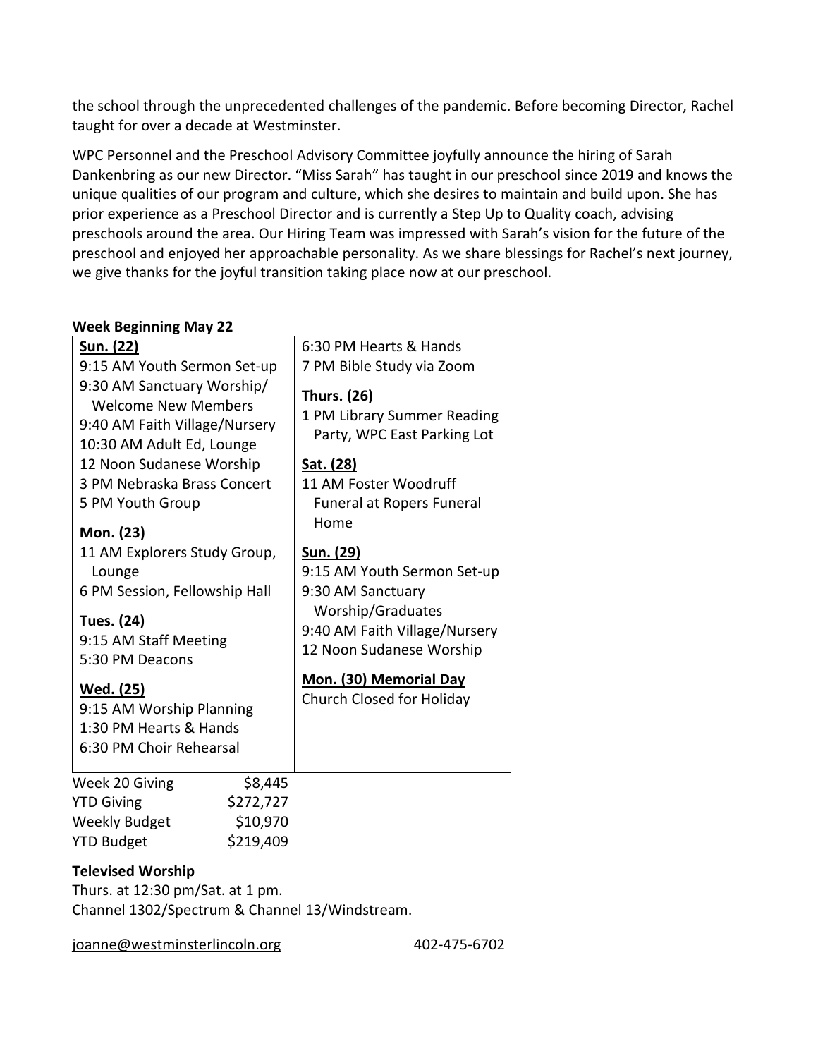the school through the unprecedented challenges of the pandemic. Before becoming Director, Rachel taught for over a decade at Westminster.

WPC Personnel and the Preschool Advisory Committee joyfully announce the hiring of Sarah Dankenbring as our new Director. "Miss Sarah" has taught in our preschool since 2019 and knows the unique qualities of our program and culture, which she desires to maintain and build upon. She has prior experience as a Preschool Director and is currently a Step Up to Quality coach, advising preschools around the area. Our Hiring Team was impressed with Sarah's vision for the future of the preschool and enjoyed her approachable personality. As we share blessings for Rachel's next journey, we give thanks for the joyful transition taking place now at our preschool.

**Week Beginning May 22**

**Sun. (22)**
9:15 AM Youth Sermon Set-up
9:30 AM Sanctuary Worship/ Welcome New Members
9:40 AM Faith Village/Nursery
10:30 AM Adult Ed, Lounge
12 Noon Sudanese Worship
3 PM Nebraska Brass Concert
5 PM Youth Group

**Mon. (23)**
11 AM Explorers Study Group, Lounge
6 PM Session, Fellowship Hall

**Tues. (24)**
9:15 AM Staff Meeting
5:30 PM Deacons

**Wed. (25)**
9:15 AM Worship Planning
1:30 PM Hearts & Hands
6:30 PM Choir Rehearsal
6:30 PM Hearts & Hands
7 PM Bible Study via Zoom

**Thurs. (26)**
1 PM Library Summer Reading Party, WPC East Parking Lot

**Sat. (28)**
11 AM Foster Woodruff Funeral at Ropers Funeral Home

**Sun. (29)**
9:15 AM Youth Sermon Set-up
9:30 AM Sanctuary Worship/Graduates
9:40 AM Faith Village/Nursery
12 Noon Sudanese Worship

**Mon. (30) Memorial Day**
Church Closed for Holiday

| | |
|---|---|
| Week 20 Giving | $8,445 |
| YTD Giving | $272,727 |
| Weekly Budget | $10,970 |
| YTD Budget | $219,409 |

**Televised Worship**
Thurs. at 12:30 pm/Sat. at 1 pm.
Channel 1302/Spectrum & Channel 13/Windstream.

joanne@westminsterlincoln.org 402-475-6702